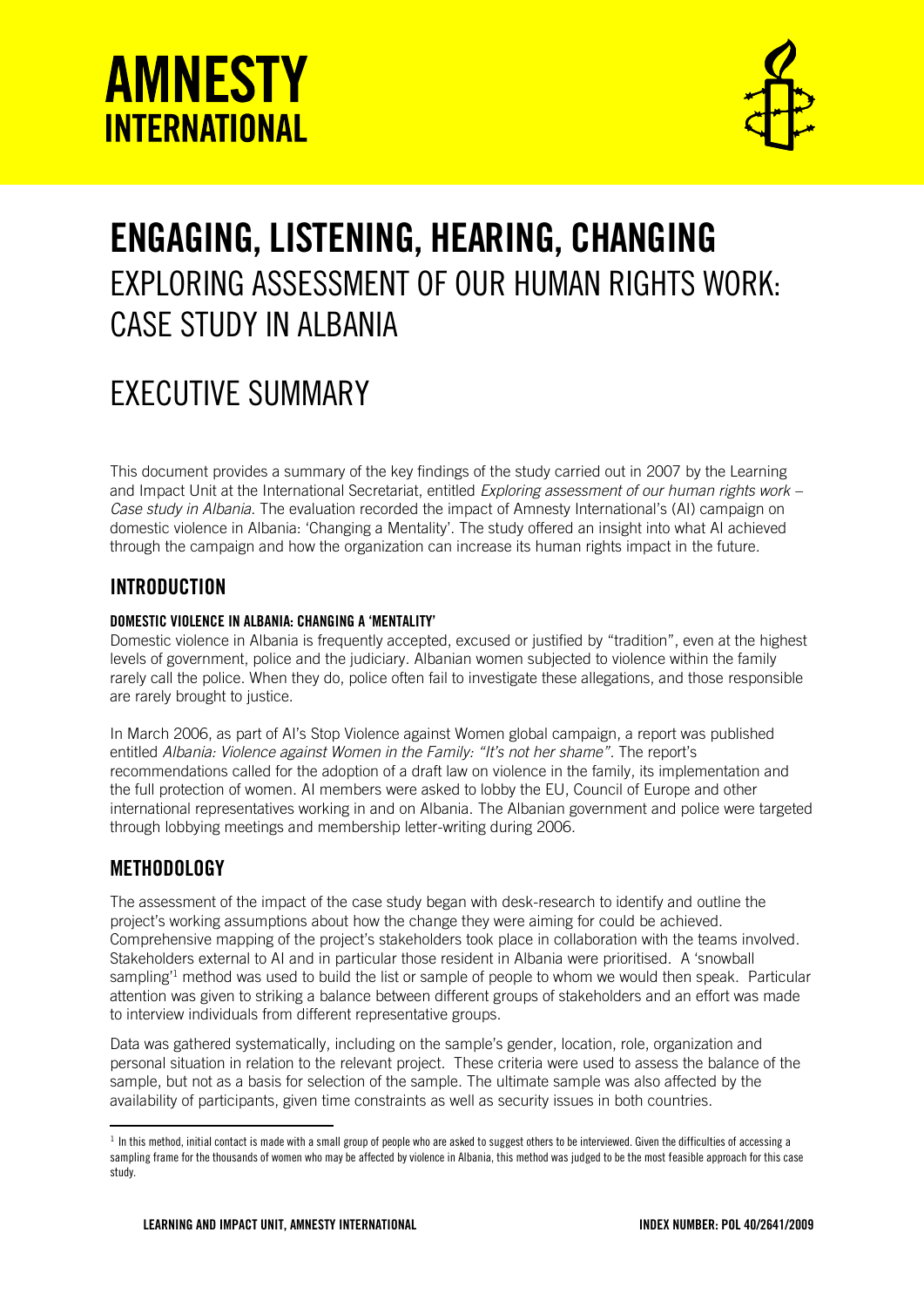# AMNESTY INTERNATIONAL

# ENGAGING, LISTENING, HEARING, CHANGING

## EXPLORING ASSESSMENT OF OUR HUMAN RIGHTS WORK: CASE STUDY IN ALBANIA

# EXECUTIVE SUMMARY

This document provides a summary of the key findings of the study carried out in 2007 by the Learning and Impact Unit at the International Secretariat, entitled *Exploring assessment of our human rights work – Case study in Albania.* The evaluation recorded the impact of Amnesty International's (AI) campaign on domestic violence in Albania: 'Changing a Mentality'. The study offered an insight into what AI achieved through the campaign and how the organization can increase its human rights impact in the future.

## INTRODUCTION

### DOMESTIC VIOLENCE IN ALBANIA: CHANGING A 'MENTALITY'

Domestic violence in Albania is frequently accepted, excused or justified by "tradition", even at the highest levels of government, police and the judiciary. Albanian women subjected to violence within the family rarely call the police. When they do, police often fail to investigate these allegations, and those responsible are rarely brought to justice.

In March 2006, as part of AI's Stop Violence against Women global campaign, a report was published entitled *Albania: Violence against Women in the Family: "It's not her shame"*. The report's recommendations called for the adoption of a draft law on violence in the family, its implementation and the full protection of women. AI members were asked to lobby the EU, Council of Europe and other international representatives working in and on Albania. The Albanian government and police were targeted through lobbying meetings and membership letter-writing during 2006.

## METHODOLOGY

The assessment of the impact of the case study began with desk-research to identify and outline the project's working assumptions about how the change they were aiming for could be achieved. Comprehensive mapping of the project's stakeholders took place in collaboration with the teams involved. Stakeholders external to AI and in particular those resident in Albania were prioritised. A 'snowball sampling'[1] method was used to build the list or sample of people to whom we would then speak. Particular attention was given to striking a balance between different groups of stakeholders and an effort was made to interview individuals from different representative groups.

Data was gathered systematically, including on the sample's gender, location, role, organization and personal situation in relation to the relevant project. These criteria were used to assess the balance of the sample, but not as a basis for selection of the sample. The ultimate sample was also affected by the availability of participants, given time constraints as well as security issues in both countries.

[1] In this method, initial contact is made with a small group of people who are asked to suggest others to be interviewed. Given the difficulties of accessing a sampling frame for the thousands of women who may be affected by violence in Albania, this method was judged to be the most feasible approach for this case study.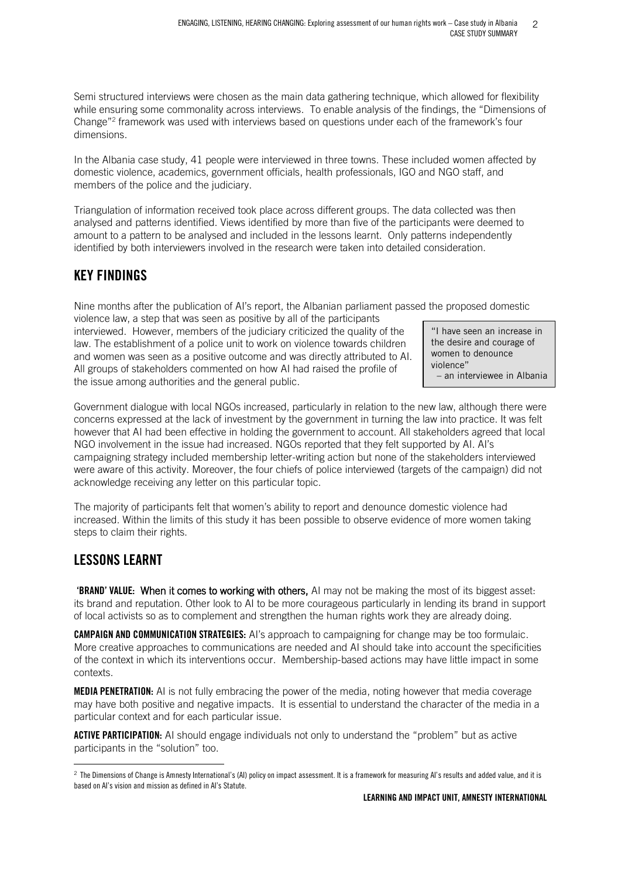Semi structured interviews were chosen as the main data gathering technique, which allowed for flexibility while ensuring some commonality across interviews. To enable analysis of the findings, the "Dimensions of Change"[2] framework was used with interviews based on questions under each of the framework's four dimensions.

In the Albania case study, 41 people were interviewed in three towns. These included women affected by domestic violence, academics, government officials, health professionals, IGO and NGO staff, and members of the police and the judiciary.

Triangulation of information received took place across different groups. The data collected was then analysed and patterns identified. Views identified by more than five of the participants were deemed to amount to a pattern to be analysed and included in the lessons learnt. Only patterns independently identified by both interviewers involved in the research were taken into detailed consideration.

## KEY FINDINGS

Nine months after the publication of AI's report, the Albanian parliament passed the proposed domestic violence law, a step that was seen as positive by all of the participants interviewed. However, members of the judiciary criticized the quality of the law. The establishment of a police unit to work on violence towards children and women was seen as a positive outcome and was directly attributed to AI. All groups of stakeholders commented on how AI had raised the profile of the issue among authorities and the general public.

> "I have seen an increase in the desire and courage of women to denounce violence"
> – an interviewee in Albania

Government dialogue with local NGOs increased, particularly in relation to the new law, although there were concerns expressed at the lack of investment by the government in turning the law into practice. It was felt however that AI had been effective in holding the government to account. All stakeholders agreed that local NGO involvement in the issue had increased. NGOs reported that they felt supported by AI. AI's campaigning strategy included membership letter-writing action but none of the stakeholders interviewed were aware of this activity. Moreover, the four chiefs of police interviewed (targets of the campaign) did not acknowledge receiving any letter on this particular topic.

The majority of participants felt that women's ability to report and denounce domestic violence had increased. Within the limits of this study it has been possible to observe evidence of more women taking steps to claim their rights.

## LESSONS LEARNT

**'BRAND' VALUE:** **When it comes to working with others,** AI may not be making the most of its biggest asset: its brand and reputation. Other look to AI to be more courageous particularly in lending its brand in support of local activists so as to complement and strengthen the human rights work they are already doing.

**CAMPAIGN AND COMMUNICATION STRATEGIES:** AI's approach to campaigning for change may be too formulaic. More creative approaches to communications are needed and AI should take into account the specificities of the context in which its interventions occur. Membership-based actions may have little impact in some contexts.

**MEDIA PENETRATION:** AI is not fully embracing the power of the media, noting however that media coverage may have both positive and negative impacts. It is essential to understand the character of the media in a particular context and for each particular issue.

**ACTIVE PARTICIPATION:** AI should engage individuals not only to understand the "problem" but as active participants in the "solution" too.

---

[2] The Dimensions of Change is Amnesty International's (AI) policy on impact assessment. It is a framework for measuring AI's results and added value, and it is based on AI's vision and mission as defined in AI's Statute.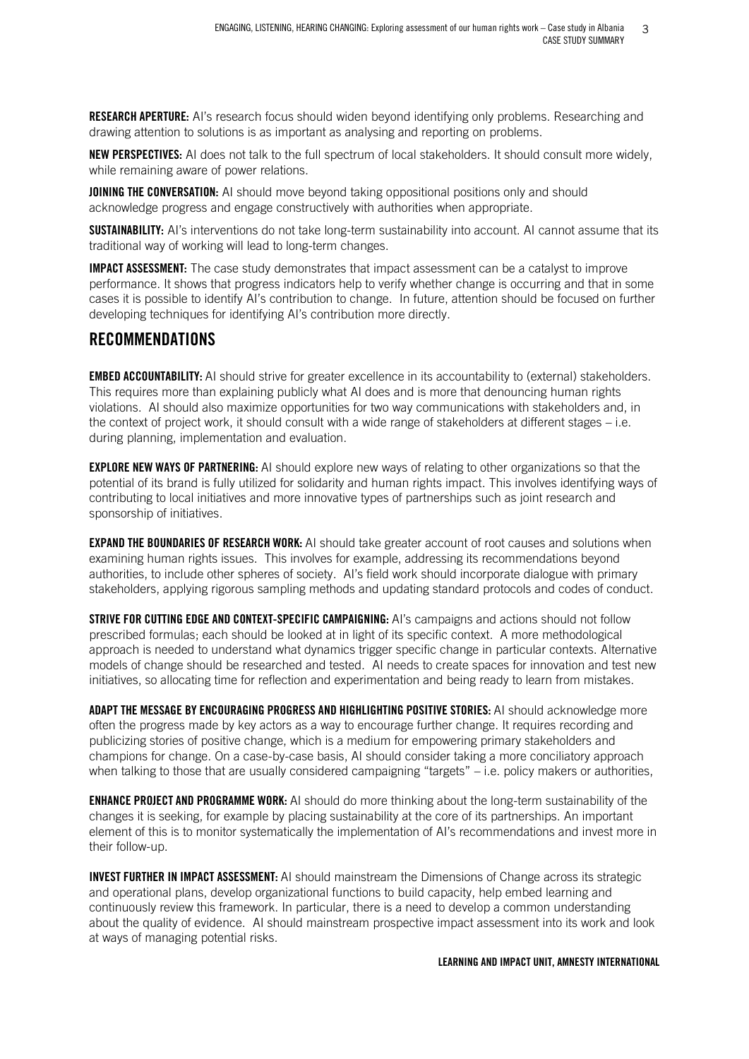**RESEARCH APERTURE:** AI's research focus should widen beyond identifying only problems. Researching and drawing attention to solutions is as important as analysing and reporting on problems.

**NEW PERSPECTIVES:** AI does not talk to the full spectrum of local stakeholders. It should consult more widely, while remaining aware of power relations.

**JOINING THE CONVERSATION:** AI should move beyond taking oppositional positions only and should acknowledge progress and engage constructively with authorities when appropriate.

**SUSTAINABILITY:** AI's interventions do not take long-term sustainability into account. AI cannot assume that its traditional way of working will lead to long-term changes.

**IMPACT ASSESSMENT:** The case study demonstrates that impact assessment can be a catalyst to improve performance. It shows that progress indicators help to verify whether change is occurring and that in some cases it is possible to identify AI's contribution to change. In future, attention should be focused on further developing techniques for identifying AI's contribution more directly.

## RECOMMENDATIONS

**EMBED ACCOUNTABILITY:** AI should strive for greater excellence in its accountability to (external) stakeholders. This requires more than explaining publicly what AI does and is more that denouncing human rights violations. AI should also maximize opportunities for two way communications with stakeholders and, in the context of project work, it should consult with a wide range of stakeholders at different stages – i.e. during planning, implementation and evaluation.

**EXPLORE NEW WAYS OF PARTNERING:** AI should explore new ways of relating to other organizations so that the potential of its brand is fully utilized for solidarity and human rights impact. This involves identifying ways of contributing to local initiatives and more innovative types of partnerships such as joint research and sponsorship of initiatives.

**EXPAND THE BOUNDARIES OF RESEARCH WORK:** AI should take greater account of root causes and solutions when examining human rights issues. This involves for example, addressing its recommendations beyond authorities, to include other spheres of society. AI's field work should incorporate dialogue with primary stakeholders, applying rigorous sampling methods and updating standard protocols and codes of conduct.

**STRIVE FOR CUTTING EDGE AND CONTEXT-SPECIFIC CAMPAIGNING:** AI's campaigns and actions should not follow prescribed formulas; each should be looked at in light of its specific context. A more methodological approach is needed to understand what dynamics trigger specific change in particular contexts. Alternative models of change should be researched and tested. AI needs to create spaces for innovation and test new initiatives, so allocating time for reflection and experimentation and being ready to learn from mistakes.

**ADAPT THE MESSAGE BY ENCOURAGING PROGRESS AND HIGHLIGHTING POSITIVE STORIES:** AI should acknowledge more often the progress made by key actors as a way to encourage further change. It requires recording and publicizing stories of positive change, which is a medium for empowering primary stakeholders and champions for change. On a case-by-case basis, AI should consider taking a more conciliatory approach when talking to those that are usually considered campaigning "targets" – i.e. policy makers or authorities,

**ENHANCE PROJECT AND PROGRAMME WORK:** AI should do more thinking about the long-term sustainability of the changes it is seeking, for example by placing sustainability at the core of its partnerships. An important element of this is to monitor systematically the implementation of AI's recommendations and invest more in their follow-up.

**INVEST FURTHER IN IMPACT ASSESSMENT:** AI should mainstream the Dimensions of Change across its strategic and operational plans, develop organizational functions to build capacity, help embed learning and continuously review this framework. In particular, there is a need to develop a common understanding about the quality of evidence. AI should mainstream prospective impact assessment into its work and look at ways of managing potential risks.

**LEARNING AND IMPACT UNIT, AMNESTY INTERNATIONAL**